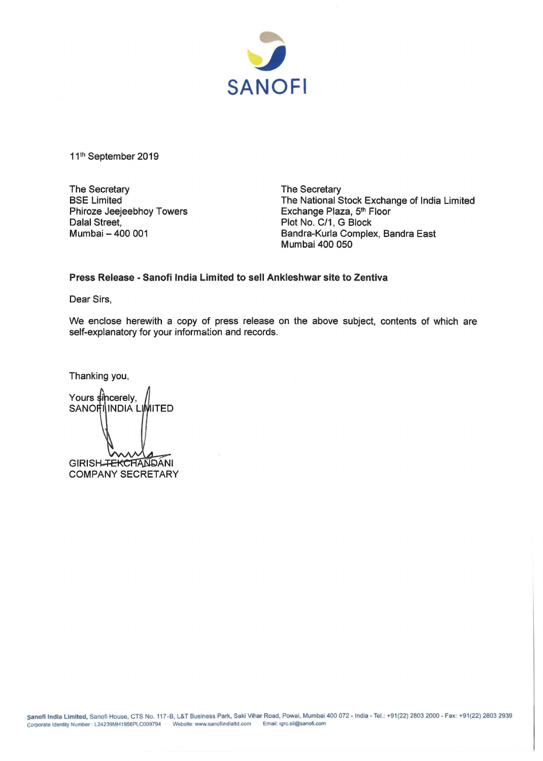11th September 2019

The Secretary
BSE Limited
Phiroze Jeejeebhoy Towers
Dalal Street,
Mumbai – 400 001

The Secretary
The National Stock Exchange of India Limited
Exchange Plaza, 5th Floor
Plot No. C/1, G Block
Bandra-Kurla Complex, Bandra East
Mumbai 400 050

**Press Release - Sanofi India Limited to sell Ankleshwar site to Zentiva**

Dear Sirs,

We enclose herewith a copy of press release on the above subject, contents of which are self-explanatory for your information and records.

Thanking you,

Yours sincerely,
SANOFI INDIA LIMITED

GIRISH TEKCHANDANI
COMPANY SECRETARY

**Sanofi India Limited,** Sanofi House, CTS No. 117-B, L&T Business Park, Saki Vihar Road, Powai, Mumbai 400 072 - India - Tel.: +91(22) 2803 2000 - Fax: +91(22) 2803 2939
Corporate Identity Number : L24239MH1956PLC009794 Website: www.sanofiindialtd.com Email: igrc.sil@sanofi.com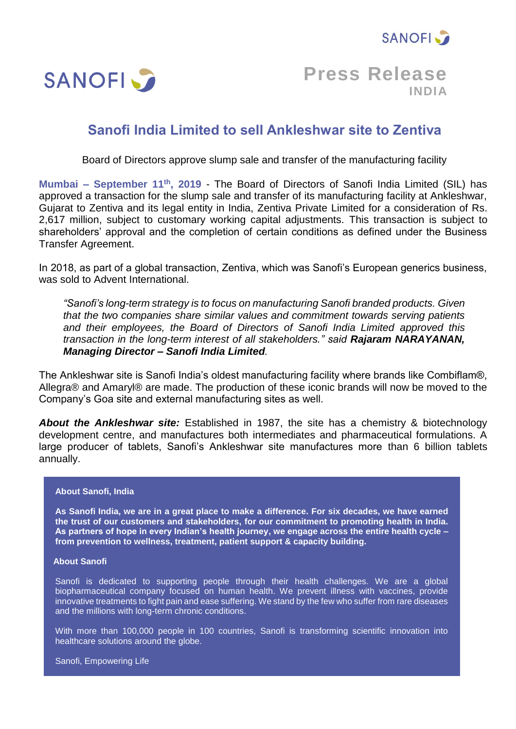**Press Release**
**INDIA**

# Sanofi India Limited to sell Ankleshwar site to Zentiva

Board of Directors approve slump sale and transfer of the manufacturing facility

**Mumbai – September 11th, 2019** - The Board of Directors of Sanofi India Limited (SIL) has approved a transaction for the slump sale and transfer of its manufacturing facility at Ankleshwar, Gujarat to Zentiva and its legal entity in India, Zentiva Private Limited for a consideration of Rs. 2,617 million, subject to customary working capital adjustments. This transaction is subject to shareholders' approval and the completion of certain conditions as defined under the Business Transfer Agreement.

In 2018, as part of a global transaction, Zentiva, which was Sanofi's European generics business, was sold to Advent International.

> *"Sanofi's long-term strategy is to focus on manufacturing Sanofi branded products. Given that the two companies share similar values and commitment towards serving patients and their employees, the Board of Directors of Sanofi India Limited approved this transaction in the long-term interest of all stakeholders." said* ***Rajaram NARAYANAN, Managing Director – Sanofi India Limited****.*

The Ankleshwar site is Sanofi India's oldest manufacturing facility where brands like Combiflam®, Allegra® and Amaryl® are made. The production of these iconic brands will now be moved to the Company's Goa site and external manufacturing sites as well.

***About the Ankleshwar site:*** Established in 1987, the site has a chemistry & biotechnology development centre, and manufactures both intermediates and pharmaceutical formulations. A large producer of tablets, Sanofi's Ankleshwar site manufactures more than 6 billion tablets annually.

**About Sanofi, India**

**As Sanofi India, we are in a great place to make a difference. For six decades, we have earned the trust of our customers and stakeholders, for our commitment to promoting health in India. As partners of hope in every Indian's health journey, we engage across the entire health cycle – from prevention to wellness, treatment, patient support & capacity building.**

**About Sanofi**

Sanofi is dedicated to supporting people through their health challenges. We are a global biopharmaceutical company focused on human health. We prevent illness with vaccines, provide innovative treatments to fight pain and ease suffering. We stand by the few who suffer from rare diseases and the millions with long-term chronic conditions.

With more than 100,000 people in 100 countries, Sanofi is transforming scientific innovation into healthcare solutions around the globe.

Sanofi, Empowering Life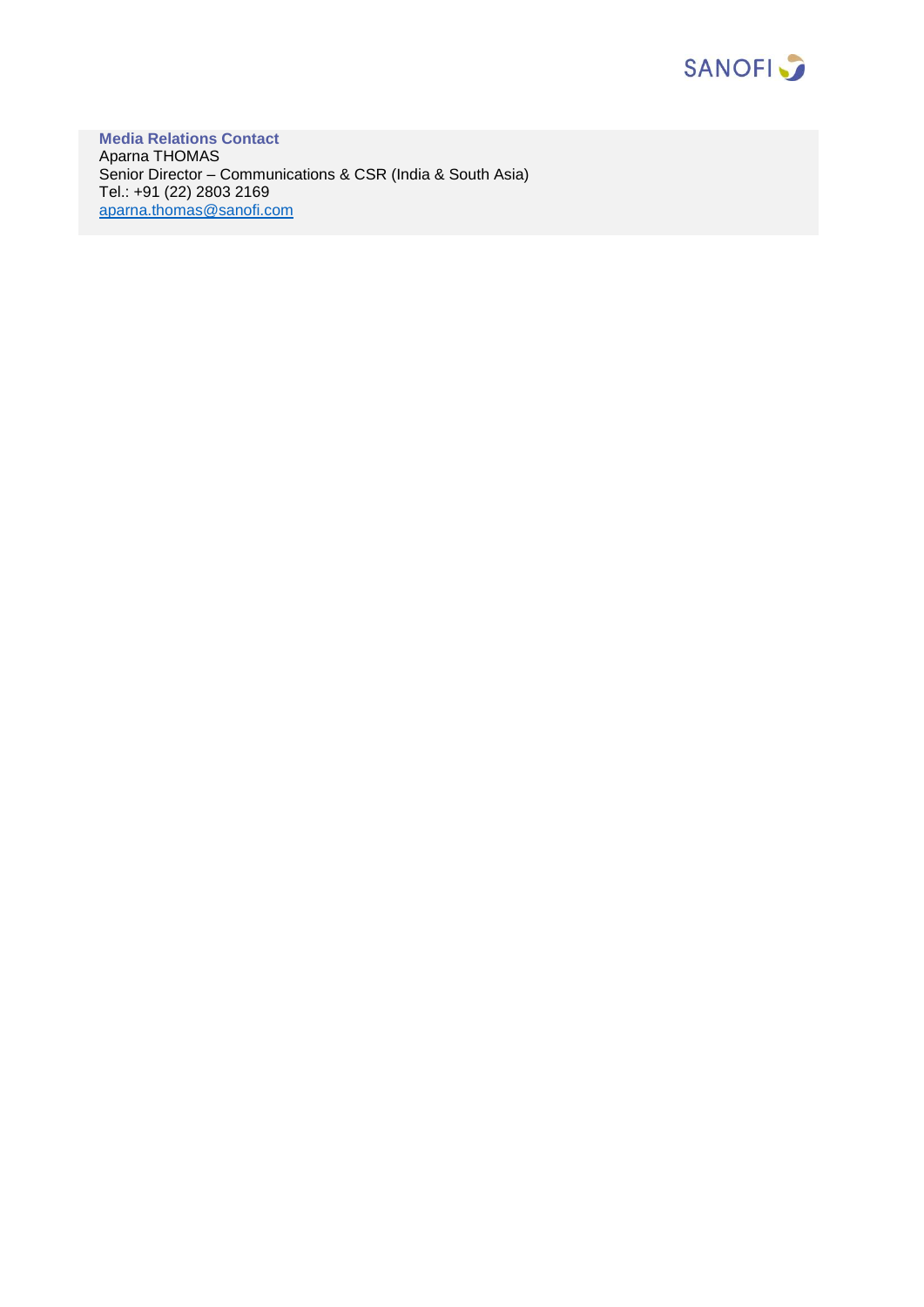**Media Relations Contact**
Aparna THOMAS
Senior Director – Communications & CSR (India & South Asia)
Tel.: +91 (22) 2803 2169
[aparna.thomas@sanofi.com](mailto:aparna.thomas@sanofi.com)